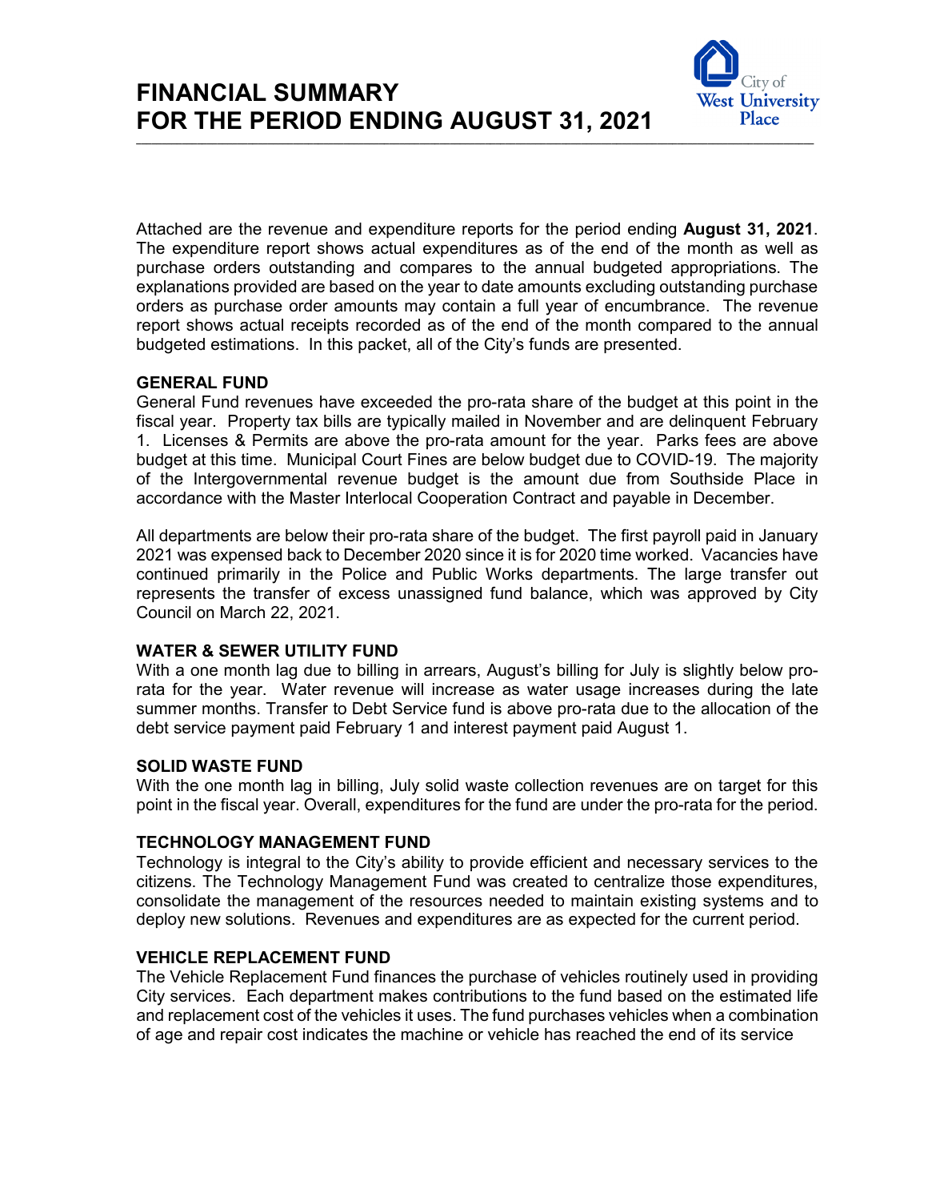# FINANCIAL SUMMARY
# FOR THE PERIOD ENDING AUGUST 31, 2021

City of West University Place

Attached are the revenue and expenditure reports for the period ending **August 31, 2021**. The expenditure report shows actual expenditures as of the end of the month as well as purchase orders outstanding and compares to the annual budgeted appropriations. The explanations provided are based on the year to date amounts excluding outstanding purchase orders as purchase order amounts may contain a full year of encumbrance. The revenue report shows actual receipts recorded as of the end of the month compared to the annual budgeted estimations. In this packet, all of the City's funds are presented.

## GENERAL FUND

General Fund revenues have exceeded the pro-rata share of the budget at this point in the fiscal year. Property tax bills are typically mailed in November and are delinquent February 1. Licenses & Permits are above the pro-rata amount for the year. Parks fees are above budget at this time. Municipal Court Fines are below budget due to COVID-19. The majority of the Intergovernmental revenue budget is the amount due from Southside Place in accordance with the Master Interlocal Cooperation Contract and payable in December.

All departments are below their pro-rata share of the budget. The first payroll paid in January 2021 was expensed back to December 2020 since it is for 2020 time worked. Vacancies have continued primarily in the Police and Public Works departments. The large transfer out represents the transfer of excess unassigned fund balance, which was approved by City Council on March 22, 2021.

## WATER & SEWER UTILITY FUND

With a one month lag due to billing in arrears, August's billing for July is slightly below pro-rata for the year. Water revenue will increase as water usage increases during the late summer months. Transfer to Debt Service fund is above pro-rata due to the allocation of the debt service payment paid February 1 and interest payment paid August 1.

## SOLID WASTE FUND

With the one month lag in billing, July solid waste collection revenues are on target for this point in the fiscal year. Overall, expenditures for the fund are under the pro-rata for the period.

## TECHNOLOGY MANAGEMENT FUND

Technology is integral to the City's ability to provide efficient and necessary services to the citizens. The Technology Management Fund was created to centralize those expenditures, consolidate the management of the resources needed to maintain existing systems and to deploy new solutions. Revenues and expenditures are as expected for the current period.

## VEHICLE REPLACEMENT FUND

The Vehicle Replacement Fund finances the purchase of vehicles routinely used in providing City services. Each department makes contributions to the fund based on the estimated life and replacement cost of the vehicles it uses. The fund purchases vehicles when a combination of age and repair cost indicates the machine or vehicle has reached the end of its service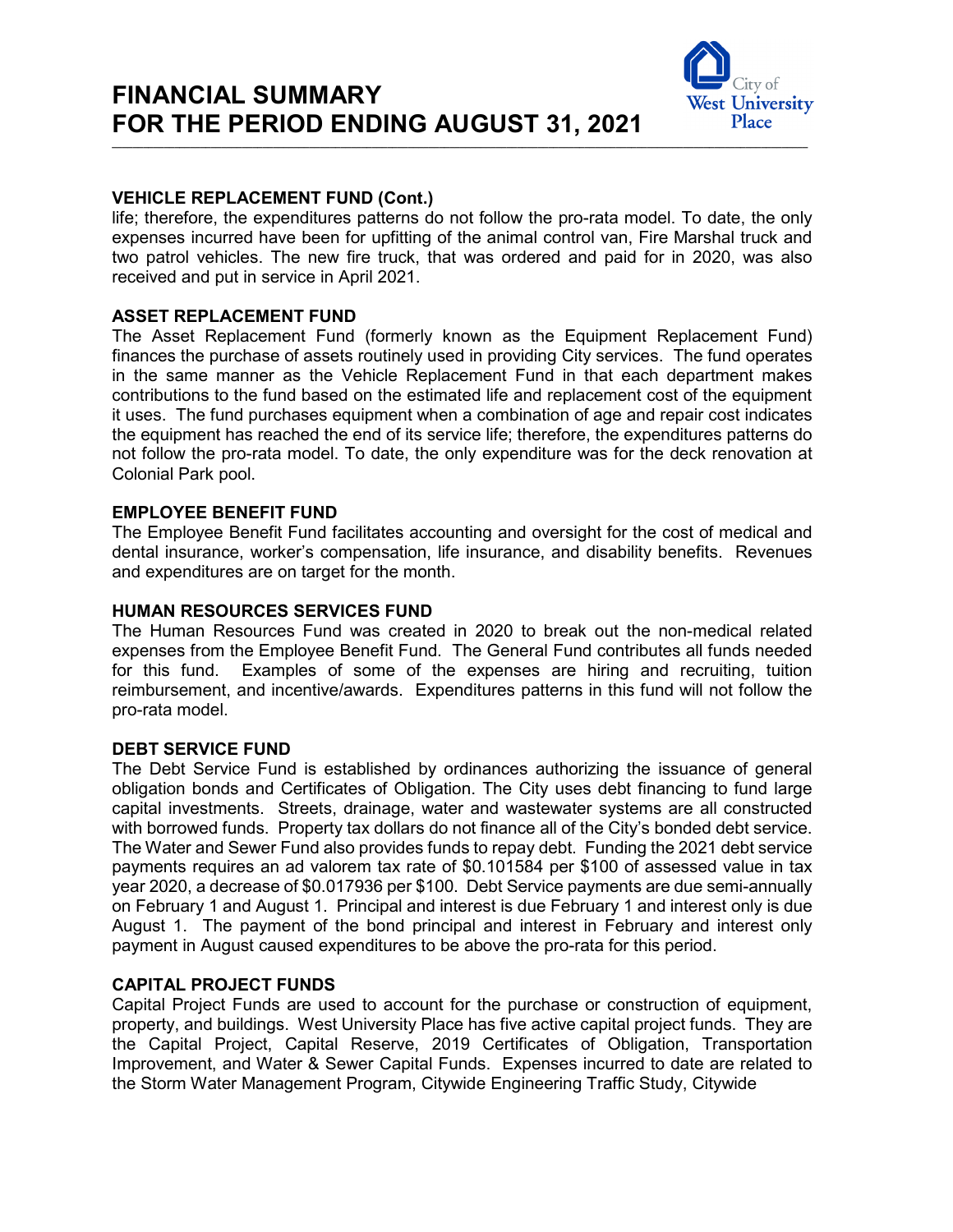## VEHICLE REPLACEMENT FUND (Cont.)

life; therefore, the expenditures patterns do not follow the pro-rata model. To date, the only expenses incurred have been for upfitting of the animal control van, Fire Marshal truck and two patrol vehicles. The new fire truck, that was ordered and paid for in 2020, was also received and put in service in April 2021.

## ASSET REPLACEMENT FUND

The Asset Replacement Fund (formerly known as the Equipment Replacement Fund) finances the purchase of assets routinely used in providing City services. The fund operates in the same manner as the Vehicle Replacement Fund in that each department makes contributions to the fund based on the estimated life and replacement cost of the equipment it uses. The fund purchases equipment when a combination of age and repair cost indicates the equipment has reached the end of its service life; therefore, the expenditures patterns do not follow the pro-rata model. To date, the only expenditure was for the deck renovation at Colonial Park pool.

## EMPLOYEE BENEFIT FUND

The Employee Benefit Fund facilitates accounting and oversight for the cost of medical and dental insurance, worker's compensation, life insurance, and disability benefits. Revenues and expenditures are on target for the month.

## HUMAN RESOURCES SERVICES FUND

The Human Resources Fund was created in 2020 to break out the non-medical related expenses from the Employee Benefit Fund. The General Fund contributes all funds needed for this fund. Examples of some of the expenses are hiring and recruiting, tuition reimbursement, and incentive/awards. Expenditures patterns in this fund will not follow the pro-rata model.

## DEBT SERVICE FUND

The Debt Service Fund is established by ordinances authorizing the issuance of general obligation bonds and Certificates of Obligation. The City uses debt financing to fund large capital investments. Streets, drainage, water and wastewater systems are all constructed with borrowed funds. Property tax dollars do not finance all of the City's bonded debt service. The Water and Sewer Fund also provides funds to repay debt. Funding the 2021 debt service payments requires an ad valorem tax rate of $0.101584 per $100 of assessed value in tax year 2020, a decrease of $0.017936 per $100. Debt Service payments are due semi-annually on February 1 and August 1. Principal and interest is due February 1 and interest only is due August 1. The payment of the bond principal and interest in February and interest only payment in August caused expenditures to be above the pro-rata for this period.

## CAPITAL PROJECT FUNDS

Capital Project Funds are used to account for the purchase or construction of equipment, property, and buildings. West University Place has five active capital project funds. They are the Capital Project, Capital Reserve, 2019 Certificates of Obligation, Transportation Improvement, and Water & Sewer Capital Funds. Expenses incurred to date are related to the Storm Water Management Program, Citywide Engineering Traffic Study, Citywide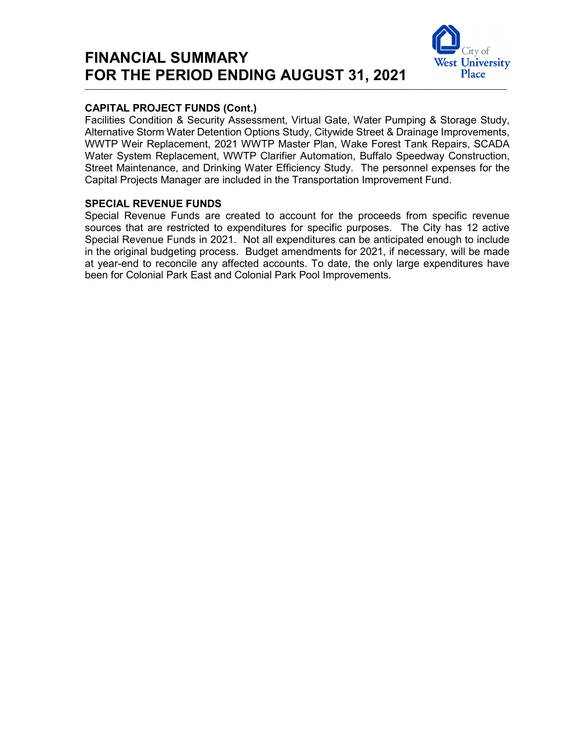# FINANCIAL SUMMARY
# FOR THE PERIOD ENDING AUGUST 31, 2021

**CAPITAL PROJECT FUNDS (Cont.)**

Facilities Condition & Security Assessment, Virtual Gate, Water Pumping & Storage Study, Alternative Storm Water Detention Options Study, Citywide Street & Drainage Improvements, WWTP Weir Replacement, 2021 WWTP Master Plan, Wake Forest Tank Repairs, SCADA Water System Replacement, WWTP Clarifier Automation, Buffalo Speedway Construction, Street Maintenance, and Drinking Water Efficiency Study. The personnel expenses for the Capital Projects Manager are included in the Transportation Improvement Fund.

**SPECIAL REVENUE FUNDS**

Special Revenue Funds are created to account for the proceeds from specific revenue sources that are restricted to expenditures for specific purposes. The City has 12 active Special Revenue Funds in 2021. Not all expenditures can be anticipated enough to include in the original budgeting process. Budget amendments for 2021, if necessary, will be made at year-end to reconcile any affected accounts. To date, the only large expenditures have been for Colonial Park East and Colonial Park Pool Improvements.